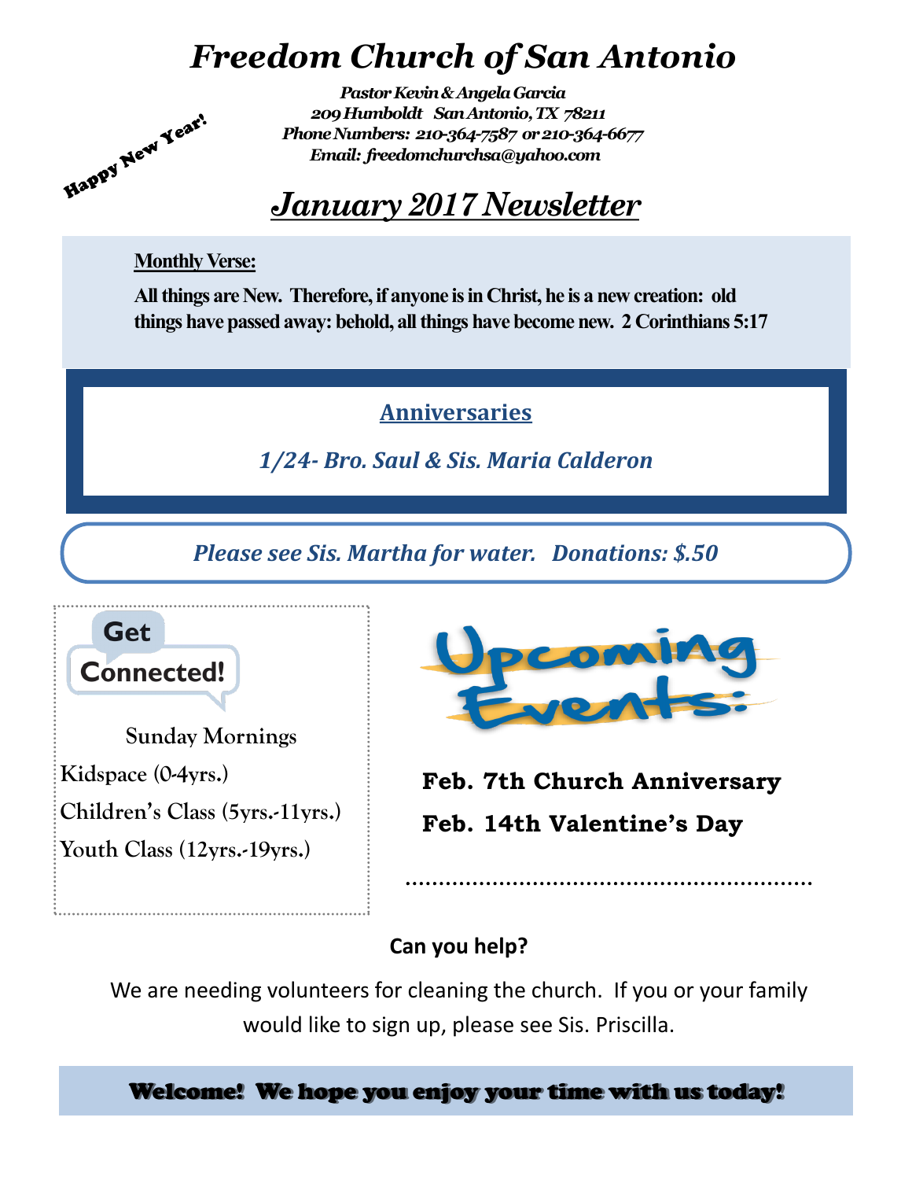# *Freedom Church of San Antonio*

*Happy New Year!*

***Pastor Kevin & Angela Garcia***
***209 Humboldt San Antonio, TX 78211***
***Phone Numbers: 210-364-7587 or 210-364-6677***
***Email: freedomchurchsa@yahoo.com***

## *January 2017 Newsletter*

**Monthly Verse:**

**All things are New. Therefore, if anyone is in Christ, he is a new creation: old things have passed away: behold, all things have become new. 2 Corinthians 5:17**

### Anniversaries

***1/24- Bro. Saul & Sis. Maria Calderon***

***Please see Sis. Martha for water. Donations: $.50***

### Get Connected!

Sunday Mornings

Kidspace (0-4yrs.)

Children's Class (5yrs.-11yrs.)

Youth Class (12yrs.-19yrs.)

### Upcoming Events:

**Feb. 7th Church Anniversary**

**Feb. 14th Valentine's Day**

**Can you help?**

We are needing volunteers for cleaning the church. If you or your family would like to sign up, please see Sis. Priscilla.

**Welcome! We hope you enjoy your time with us today!**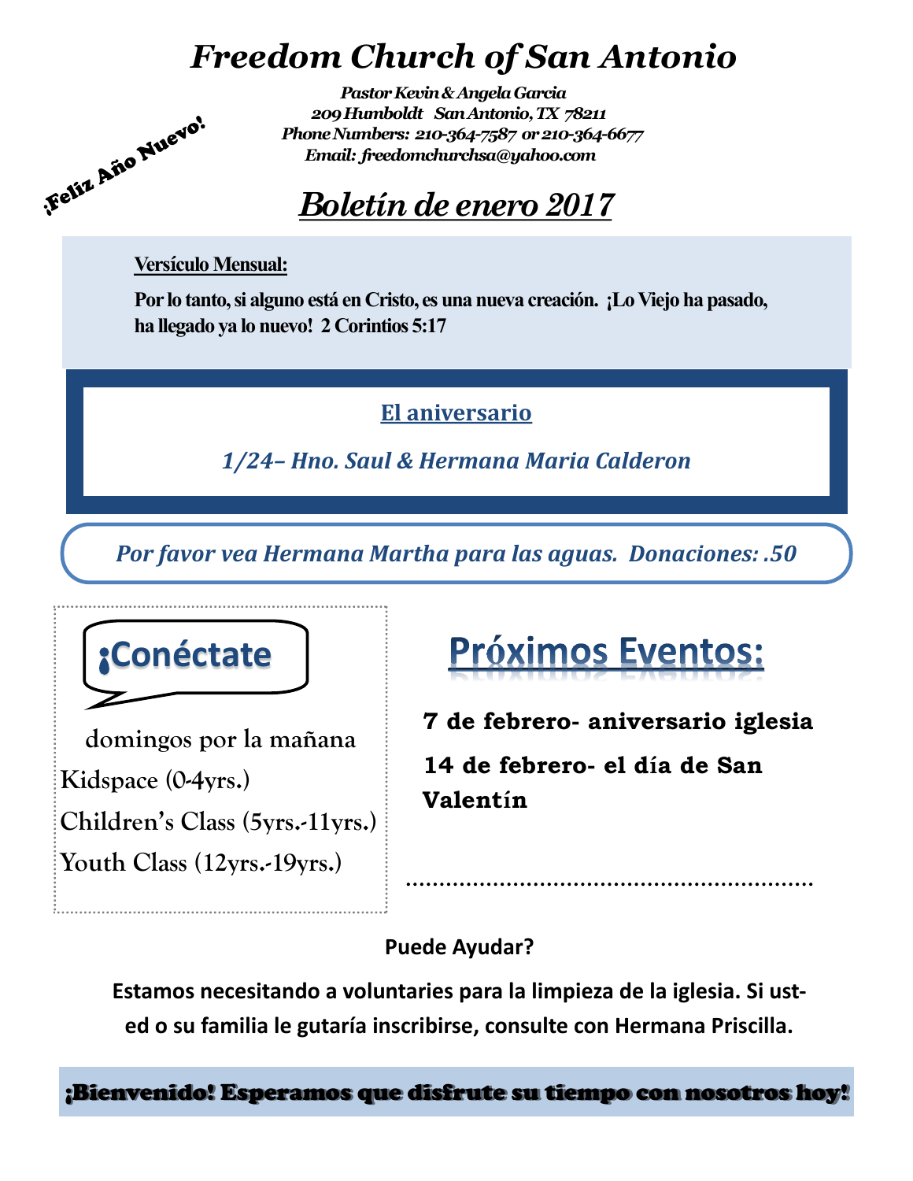# *Freedom Church of San Antonio*

***Pastor Kevin & Angela Garcia***
***209 Humboldt San Antonio, TX 78211***
***Phone Numbers: 210-364-7587 or 210-364-6677***
***Email: freedomchurchsa@yahoo.com***

**¡Feliz Año Nuevo!**

## *Boletín de enero 2017*

**Versículo Mensual:**

**Por lo tanto, si alguno está en Cristo, es una nueva creación. ¡Lo Viejo ha pasado, ha llegado ya lo nuevo! 2 Corintios 5:17**

**El aniversario**

***1/24– Hno. Saul & Hermana Maria Calderon***

***Por favor vea Hermana Martha para las aguas. Donaciones: .50***

## ¡Conéctate

domingos por la mañana

Kidspace (0-4yrs.)

Children's Class (5yrs.-11yrs.)

Youth Class (12yrs.-19yrs.)

## Próximos Eventos:

**7 de febrero- aniversario iglesia**

**14 de febrero- el día de San Valentín**

**Puede Ayudar?**

**Estamos necesitando a voluntaries para la limpieza de la iglesia. Si usted o su familia le gutaría inscribirse, consulte con Hermana Priscilla.**

**¡Bienvenido! Esperamos que disfrute su tiempo con nosotros hoy!**